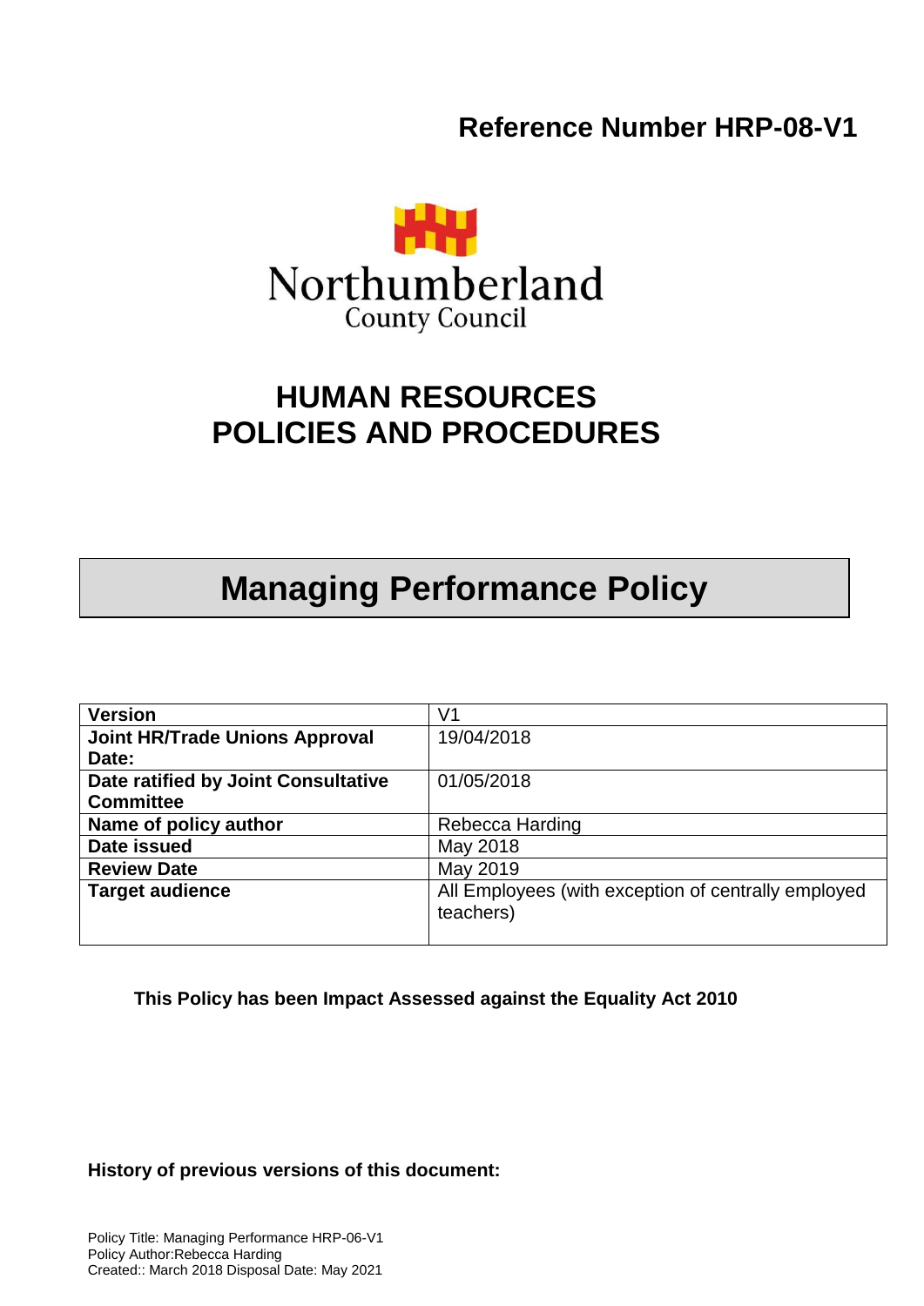**Reference Number HRP-08-V1**

Northumberland
County Council

# HUMAN RESOURCES POLICIES AND PROCEDURES

# Managing Performance Policy

| **Version** | V1 |
|---|---|
| **Joint HR/Trade Unions Approval Date:** | 19/04/2018 |
| **Date ratified by Joint Consultative Committee** | 01/05/2018 |
| **Name of policy author** | Rebecca Harding |
| **Date issued** | May 2018 |
| **Review Date** | May 2019 |
| **Target audience** | All Employees (with exception of centrally employed teachers) |

**This Policy has been Impact Assessed against the Equality Act 2010**

**History of previous versions of this document:**

Policy Title: Managing Performance HRP-06-V1
Policy Author:Rebecca Harding
Created:: March 2018 Disposal Date: May 2021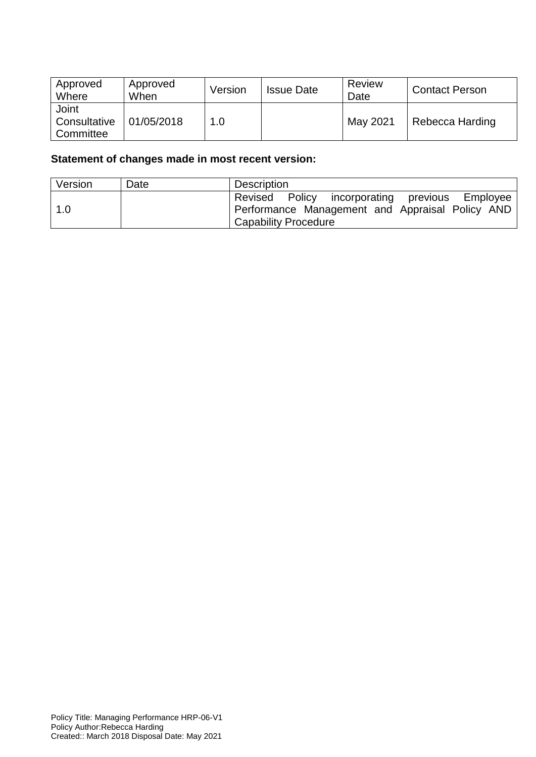| Approved Where | Approved When | Version | Issue Date | Review Date | Contact Person |
|---|---|---|---|---|---|
| Joint Consultative Committee | 01/05/2018 | 1.0 | | May 2021 | Rebecca Harding |

**Statement of changes made in most recent version:**

| Version | Date | Description |
|---|---|---|
| 1.0 | | Revised Policy incorporating previous Employee Performance Management and Appraisal Policy AND Capability Procedure |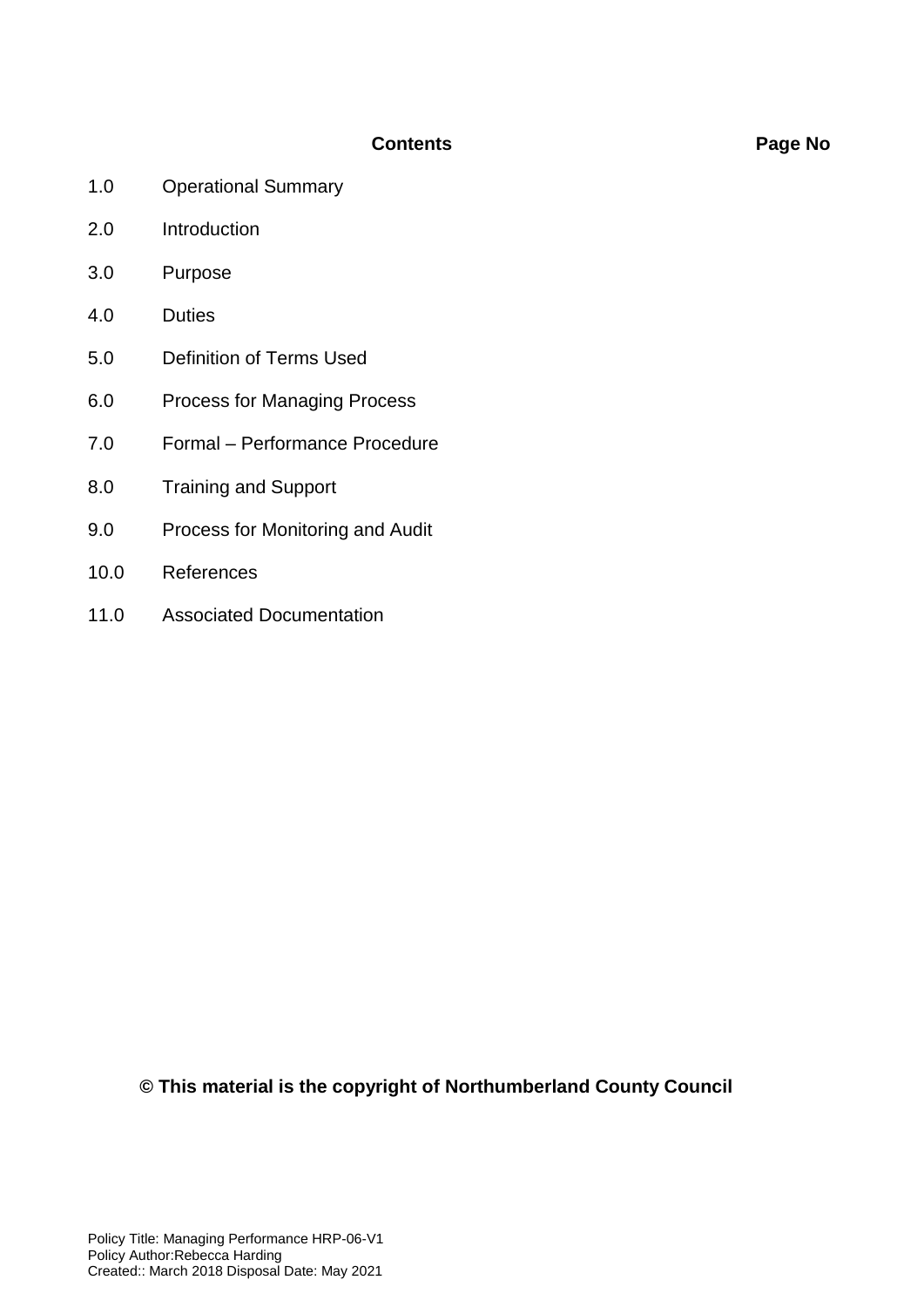| | **Contents** | **Page No** |
|---|---|---|
| 1.0 | Operational Summary | |
| 2.0 | Introduction | |
| 3.0 | Purpose | |
| 4.0 | Duties | |
| 5.0 | Definition of Terms Used | |
| 6.0 | Process for Managing Process | |
| 7.0 | Formal – Performance Procedure | |
| 8.0 | Training and Support | |
| 9.0 | Process for Monitoring and Audit | |
| 10.0 | References | |
| 11.0 | Associated Documentation | |

**© This material is the copyright of Northumberland County Council**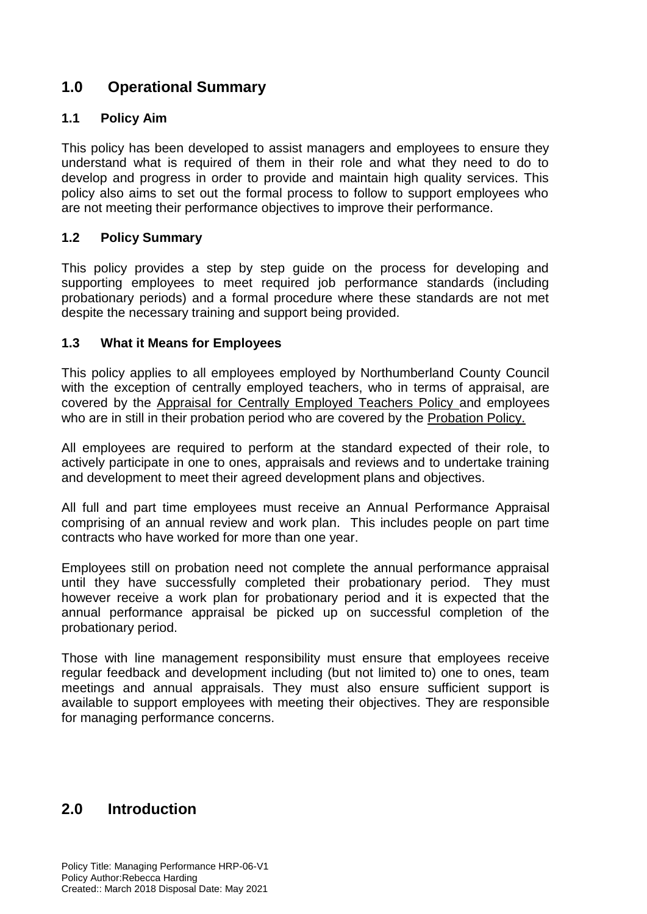## 1.0 Operational Summary

### 1.1 Policy Aim

This policy has been developed to assist managers and employees to ensure they understand what is required of them in their role and what they need to do to develop and progress in order to provide and maintain high quality services. This policy also aims to set out the formal process to follow to support employees who are not meeting their performance objectives to improve their performance.

### 1.2 Policy Summary

This policy provides a step by step guide on the process for developing and supporting employees to meet required job performance standards (including probationary periods) and a formal procedure where these standards are not met despite the necessary training and support being provided.

### 1.3 What it Means for Employees

This policy applies to all employees employed by Northumberland County Council with the exception of centrally employed teachers, who in terms of appraisal, are covered by the Appraisal for Centrally Employed Teachers Policy and employees who are in still in their probation period who are covered by the Probation Policy.

All employees are required to perform at the standard expected of their role, to actively participate in one to ones, appraisals and reviews and to undertake training and development to meet their agreed development plans and objectives.

All full and part time employees must receive an Annual Performance Appraisal comprising of an annual review and work plan. This includes people on part time contracts who have worked for more than one year.

Employees still on probation need not complete the annual performance appraisal until they have successfully completed their probationary period. They must however receive a work plan for probationary period and it is expected that the annual performance appraisal be picked up on successful completion of the probationary period.

Those with line management responsibility must ensure that employees receive regular feedback and development including (but not limited to) one to ones, team meetings and annual appraisals. They must also ensure sufficient support is available to support employees with meeting their objectives. They are responsible for managing performance concerns.

## 2.0 Introduction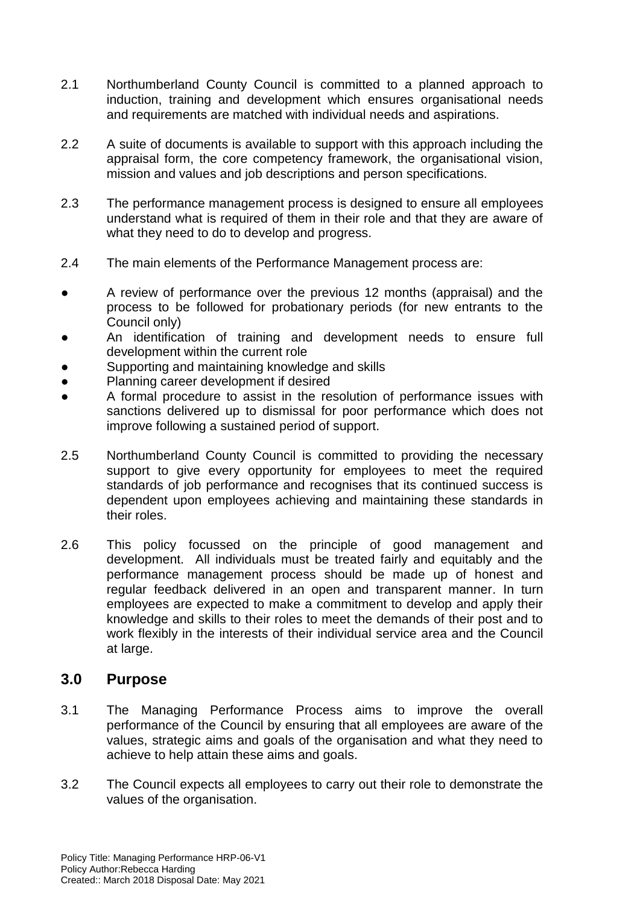2.1 Northumberland County Council is committed to a planned approach to induction, training and development which ensures organisational needs and requirements are matched with individual needs and aspirations.

2.2 A suite of documents is available to support with this approach including the appraisal form, the core competency framework, the organisational vision, mission and values and job descriptions and person specifications.

2.3 The performance management process is designed to ensure all employees understand what is required of them in their role and that they are aware of what they need to do to develop and progress.

2.4 The main elements of the Performance Management process are:

- A review of performance over the previous 12 months (appraisal) and the process to be followed for probationary periods (for new entrants to the Council only)
- An identification of training and development needs to ensure full development within the current role
- Supporting and maintaining knowledge and skills
- Planning career development if desired
- A formal procedure to assist in the resolution of performance issues with sanctions delivered up to dismissal for poor performance which does not improve following a sustained period of support.

2.5 Northumberland County Council is committed to providing the necessary support to give every opportunity for employees to meet the required standards of job performance and recognises that its continued success is dependent upon employees achieving and maintaining these standards in their roles.

2.6 This policy focussed on the principle of good management and development. All individuals must be treated fairly and equitably and the performance management process should be made up of honest and regular feedback delivered in an open and transparent manner. In turn employees are expected to make a commitment to develop and apply their knowledge and skills to their roles to meet the demands of their post and to work flexibly in the interests of their individual service area and the Council at large.

## 3.0 Purpose

3.1 The Managing Performance Process aims to improve the overall performance of the Council by ensuring that all employees are aware of the values, strategic aims and goals of the organisation and what they need to achieve to help attain these aims and goals.

3.2 The Council expects all employees to carry out their role to demonstrate the values of the organisation.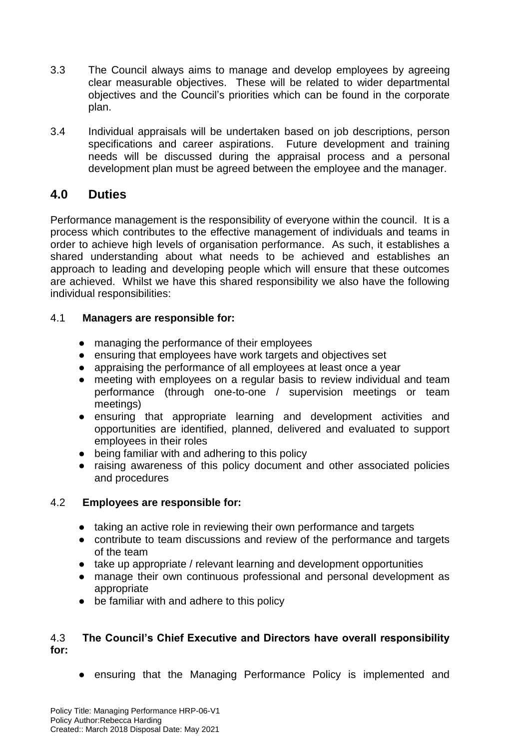3.3 The Council always aims to manage and develop employees by agreeing clear measurable objectives. These will be related to wider departmental objectives and the Council's priorities which can be found in the corporate plan.

3.4 Individual appraisals will be undertaken based on job descriptions, person specifications and career aspirations. Future development and training needs will be discussed during the appraisal process and a personal development plan must be agreed between the employee and the manager.

## 4.0 Duties

Performance management is the responsibility of everyone within the council. It is a process which contributes to the effective management of individuals and teams in order to achieve high levels of organisation performance. As such, it establishes a shared understanding about what needs to be achieved and establishes an approach to leading and developing people which will ensure that these outcomes are achieved. Whilst we have this shared responsibility we also have the following individual responsibilities:

4.1 **Managers are responsible for:**

- managing the performance of their employees
- ensuring that employees have work targets and objectives set
- appraising the performance of all employees at least once a year
- meeting with employees on a regular basis to review individual and team performance (through one-to-one / supervision meetings or team meetings)
- ensuring that appropriate learning and development activities and opportunities are identified, planned, delivered and evaluated to support employees in their roles
- being familiar with and adhering to this policy
- raising awareness of this policy document and other associated policies and procedures

4.2 **Employees are responsible for:**

- taking an active role in reviewing their own performance and targets
- contribute to team discussions and review of the performance and targets of the team
- take up appropriate / relevant learning and development opportunities
- manage their own continuous professional and personal development as appropriate
- be familiar with and adhere to this policy

4.3 **The Council's Chief Executive and Directors have overall responsibility for:**

- ensuring that the Managing Performance Policy is implemented and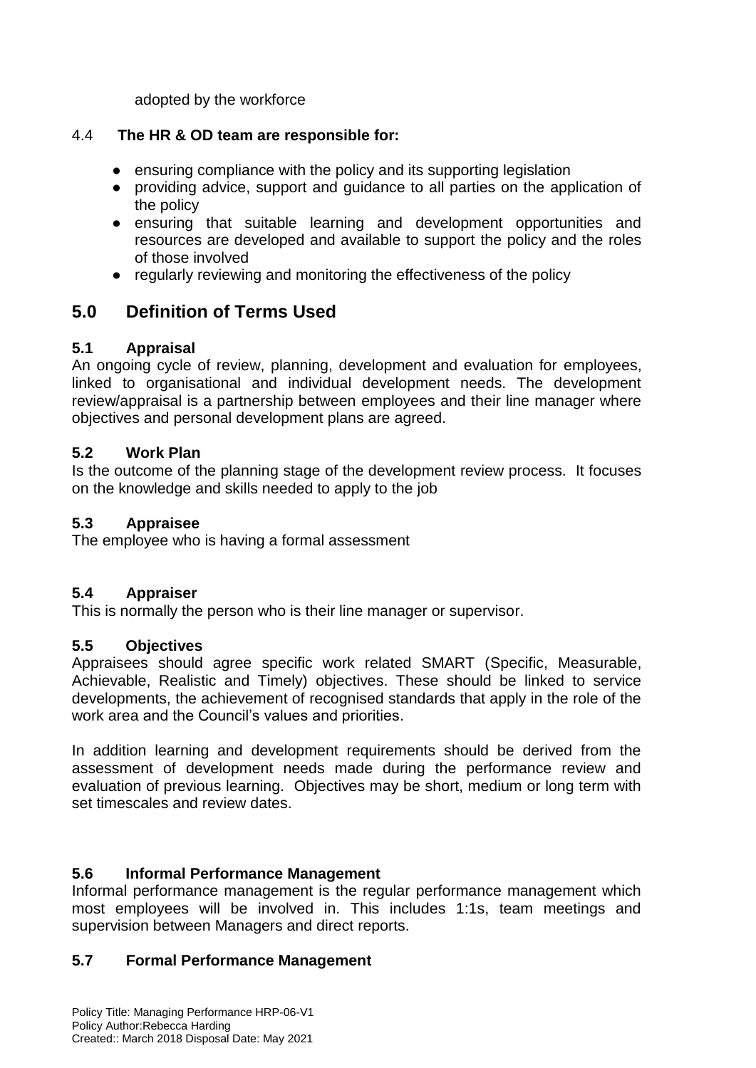adopted by the workforce

4.4 **The HR & OD team are responsible for:**

- ensuring compliance with the policy and its supporting legislation
- providing advice, support and guidance to all parties on the application of the policy
- ensuring that suitable learning and development opportunities and resources are developed and available to support the policy and the roles of those involved
- regularly reviewing and monitoring the effectiveness of the policy

## 5.0 Definition of Terms Used

### 5.1 Appraisal

An ongoing cycle of review, planning, development and evaluation for employees, linked to organisational and individual development needs. The development review/appraisal is a partnership between employees and their line manager where objectives and personal development plans are agreed.

### 5.2 Work Plan

Is the outcome of the planning stage of the development review process. It focuses on the knowledge and skills needed to apply to the job

### 5.3 Appraisee

The employee who is having a formal assessment

### 5.4 Appraiser

This is normally the person who is their line manager or supervisor.

### 5.5 Objectives

Appraisees should agree specific work related SMART (Specific, Measurable, Achievable, Realistic and Timely) objectives. These should be linked to service developments, the achievement of recognised standards that apply in the role of the work area and the Council's values and priorities.

In addition learning and development requirements should be derived from the assessment of development needs made during the performance review and evaluation of previous learning. Objectives may be short, medium or long term with set timescales and review dates.

### 5.6 Informal Performance Management

Informal performance management is the regular performance management which most employees will be involved in. This includes 1:1s, team meetings and supervision between Managers and direct reports.

### 5.7 Formal Performance Management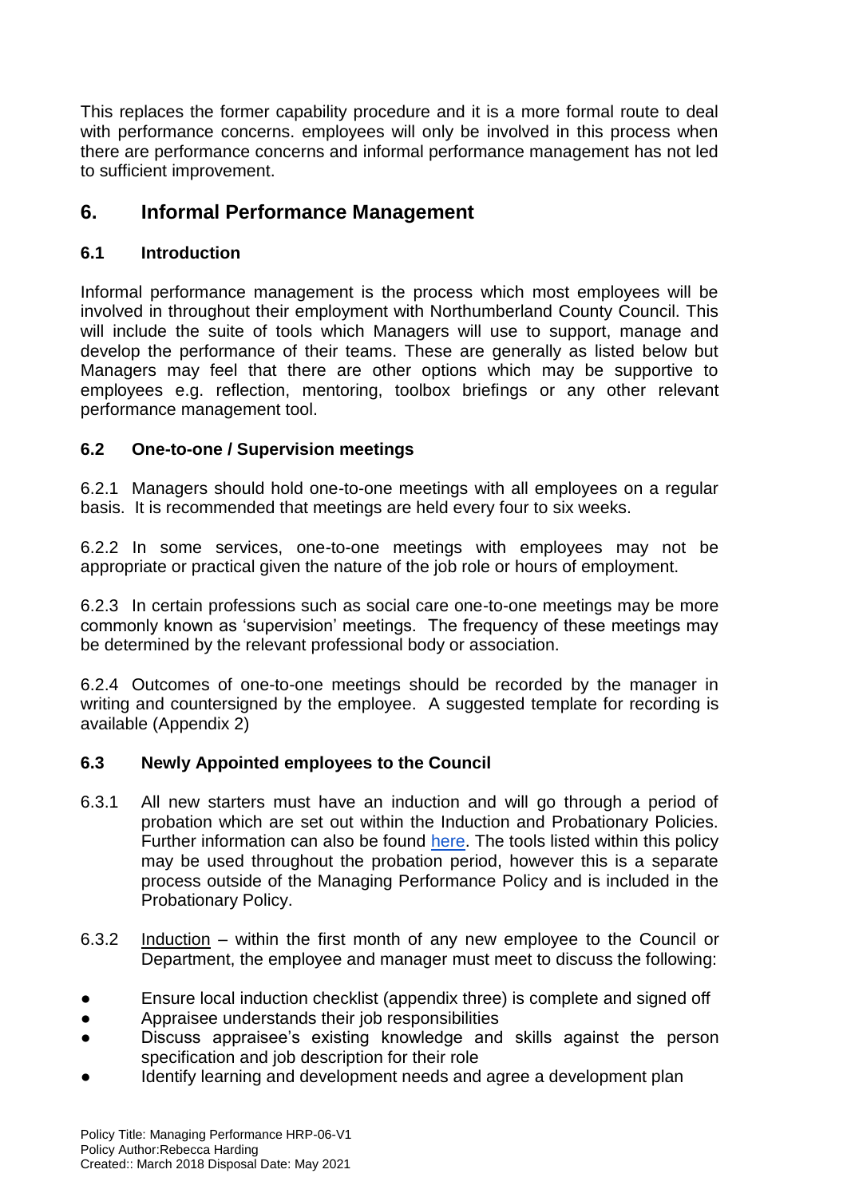This replaces the former capability procedure and it is a more formal route to deal with performance concerns. employees will only be involved in this process when there are performance concerns and informal performance management has not led to sufficient improvement.

## 6. Informal Performance Management

### 6.1 Introduction

Informal performance management is the process which most employees will be involved in throughout their employment with Northumberland County Council. This will include the suite of tools which Managers will use to support, manage and develop the performance of their teams. These are generally as listed below but Managers may feel that there are other options which may be supportive to employees e.g. reflection, mentoring, toolbox briefings or any other relevant performance management tool.

### 6.2 One-to-one / Supervision meetings

6.2.1 Managers should hold one-to-one meetings with all employees on a regular basis. It is recommended that meetings are held every four to six weeks.

6.2.2 In some services, one-to-one meetings with employees may not be appropriate or practical given the nature of the job role or hours of employment.

6.2.3 In certain professions such as social care one-to-one meetings may be more commonly known as 'supervision' meetings. The frequency of these meetings may be determined by the relevant professional body or association.

6.2.4 Outcomes of one-to-one meetings should be recorded by the manager in writing and countersigned by the employee. A suggested template for recording is available (Appendix 2)

### 6.3 Newly Appointed employees to the Council

6.3.1 All new starters must have an induction and will go through a period of probation which are set out within the Induction and Probationary Policies. Further information can also be found here. The tools listed within this policy may be used throughout the probation period, however this is a separate process outside of the Managing Performance Policy and is included in the Probationary Policy.

6.3.2 Induction – within the first month of any new employee to the Council or Department, the employee and manager must meet to discuss the following:

- Ensure local induction checklist (appendix three) is complete and signed off
- Appraisee understands their job responsibilities
- Discuss appraisee's existing knowledge and skills against the person specification and job description for their role
- Identify learning and development needs and agree a development plan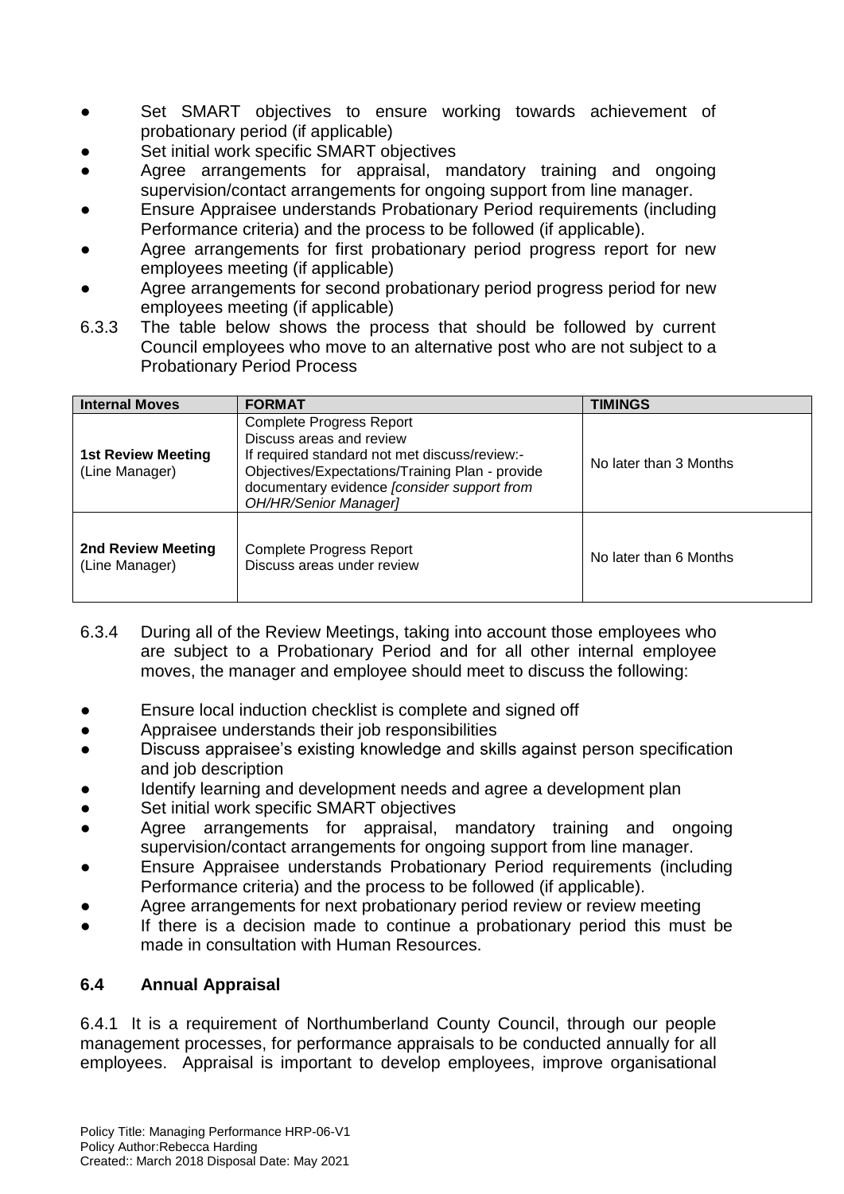- Set SMART objectives to ensure working towards achievement of probationary period (if applicable)
- Set initial work specific SMART objectives
- Agree arrangements for appraisal, mandatory training and ongoing supervision/contact arrangements for ongoing support from line manager.
- Ensure Appraisee understands Probationary Period requirements (including Performance criteria) and the process to be followed (if applicable).
- Agree arrangements for first probationary period progress report for new employees meeting (if applicable)
- Agree arrangements for second probationary period progress period for new employees meeting (if applicable)

6.3.3 The table below shows the process that should be followed by current Council employees who move to an alternative post who are not subject to a Probationary Period Process

| Internal Moves | FORMAT | TIMINGS |
|---|---|---|
| **1st Review Meeting** (Line Manager) | Complete Progress Report<br>Discuss areas and review<br>If required standard not met discuss/review:-<br>Objectives/Expectations/Training Plan - provide documentary evidence *[consider support from OH/HR/Senior Manager]* | No later than 3 Months |
| **2nd Review Meeting** (Line Manager) | Complete Progress Report<br>Discuss areas under review | No later than 6 Months |

6.3.4 During all of the Review Meetings, taking into account those employees who are subject to a Probationary Period and for all other internal employee moves, the manager and employee should meet to discuss the following:

- Ensure local induction checklist is complete and signed off
- Appraisee understands their job responsibilities
- Discuss appraisee's existing knowledge and skills against person specification and job description
- Identify learning and development needs and agree a development plan
- Set initial work specific SMART objectives
- Agree arrangements for appraisal, mandatory training and ongoing supervision/contact arrangements for ongoing support from line manager.
- Ensure Appraisee understands Probationary Period requirements (including Performance criteria) and the process to be followed (if applicable).
- Agree arrangements for next probationary period review or review meeting
- If there is a decision made to continue a probationary period this must be made in consultation with Human Resources.

### 6.4 Annual Appraisal

6.4.1 It is a requirement of Northumberland County Council, through our people management processes, for performance appraisals to be conducted annually for all employees. Appraisal is important to develop employees, improve organisational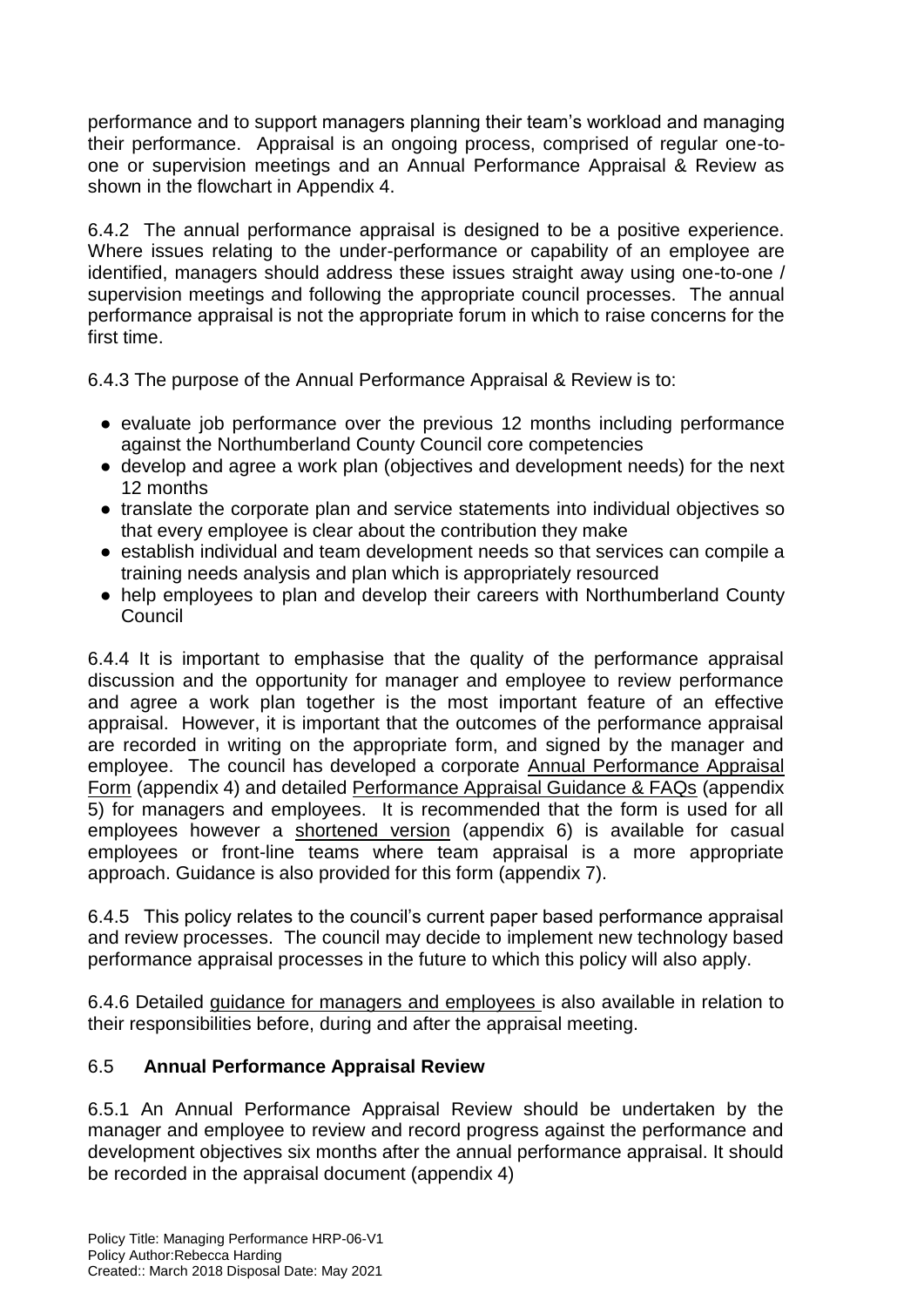performance and to support managers planning their team's workload and managing their performance. Appraisal is an ongoing process, comprised of regular one-to-one or supervision meetings and an Annual Performance Appraisal & Review as shown in the flowchart in Appendix 4.

6.4.2 The annual performance appraisal is designed to be a positive experience. Where issues relating to the under-performance or capability of an employee are identified, managers should address these issues straight away using one-to-one / supervision meetings and following the appropriate council processes. The annual performance appraisal is not the appropriate forum in which to raise concerns for the first time.

6.4.3 The purpose of the Annual Performance Appraisal & Review is to:

- evaluate job performance over the previous 12 months including performance against the Northumberland County Council core competencies
- develop and agree a work plan (objectives and development needs) for the next 12 months
- translate the corporate plan and service statements into individual objectives so that every employee is clear about the contribution they make
- establish individual and team development needs so that services can compile a training needs analysis and plan which is appropriately resourced
- help employees to plan and develop their careers with Northumberland County Council

6.4.4 It is important to emphasise that the quality of the performance appraisal discussion and the opportunity for manager and employee to review performance and agree a work plan together is the most important feature of an effective appraisal. However, it is important that the outcomes of the performance appraisal are recorded in writing on the appropriate form, and signed by the manager and employee. The council has developed a corporate Annual Performance Appraisal Form (appendix 4) and detailed Performance Appraisal Guidance & FAQs (appendix 5) for managers and employees. It is recommended that the form is used for all employees however a shortened version (appendix 6) is available for casual employees or front-line teams where team appraisal is a more appropriate approach. Guidance is also provided for this form (appendix 7).

6.4.5 This policy relates to the council's current paper based performance appraisal and review processes. The council may decide to implement new technology based performance appraisal processes in the future to which this policy will also apply.

6.4.6 Detailed guidance for managers and employees is also available in relation to their responsibilities before, during and after the appraisal meeting.

## 6.5 Annual Performance Appraisal Review

6.5.1 An Annual Performance Appraisal Review should be undertaken by the manager and employee to review and record progress against the performance and development objectives six months after the annual performance appraisal. It should be recorded in the appraisal document (appendix 4)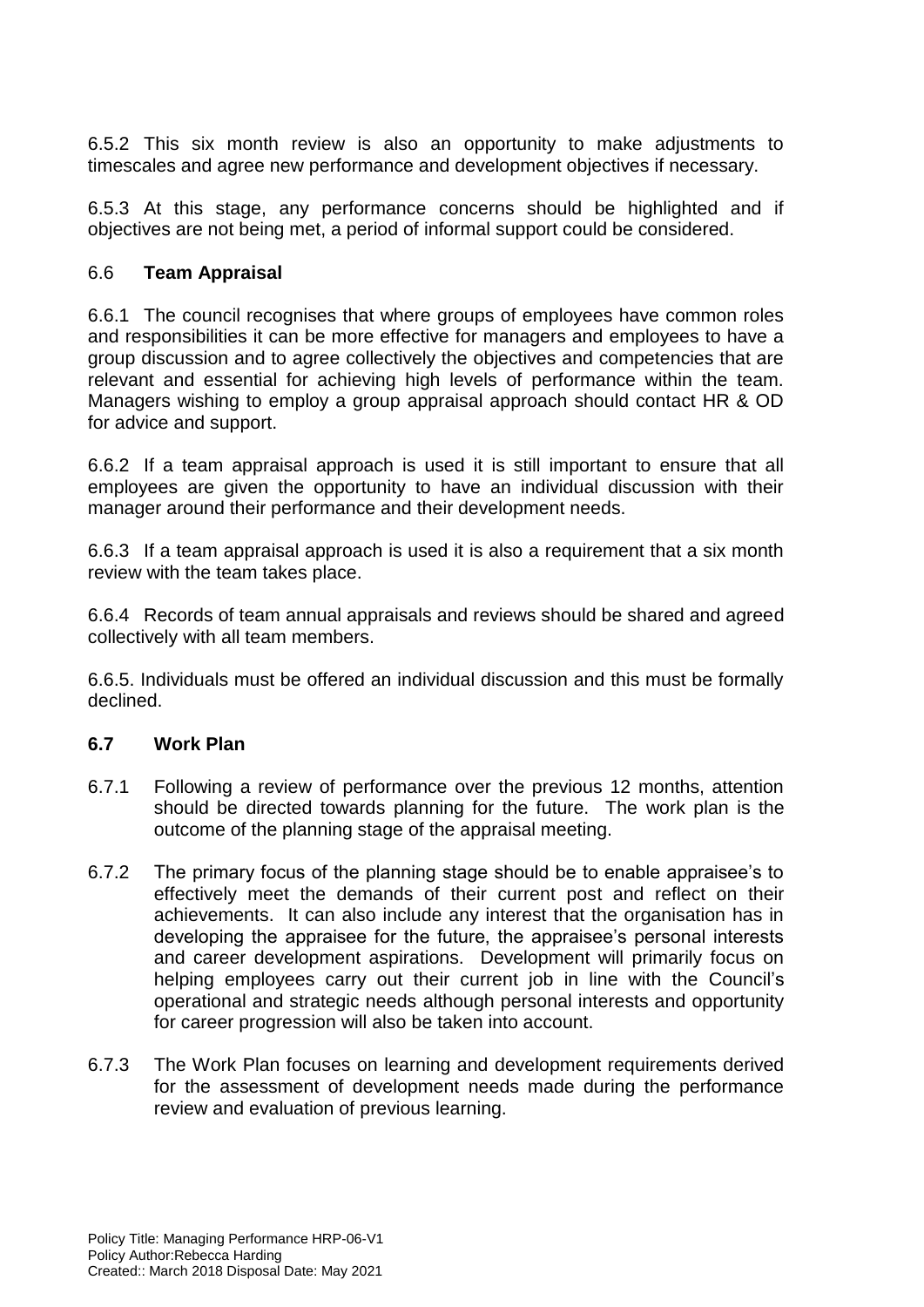6.5.2 This six month review is also an opportunity to make adjustments to timescales and agree new performance and development objectives if necessary.

6.5.3 At this stage, any performance concerns should be highlighted and if objectives are not being met, a period of informal support could be considered.

### 6.6 **Team Appraisal**

6.6.1 The council recognises that where groups of employees have common roles and responsibilities it can be more effective for managers and employees to have a group discussion and to agree collectively the objectives and competencies that are relevant and essential for achieving high levels of performance within the team. Managers wishing to employ a group appraisal approach should contact HR & OD for advice and support.

6.6.2 If a team appraisal approach is used it is still important to ensure that all employees are given the opportunity to have an individual discussion with their manager around their performance and their development needs.

6.6.3 If a team appraisal approach is used it is also a requirement that a six month review with the team takes place.

6.6.4 Records of team annual appraisals and reviews should be shared and agreed collectively with all team members.

6.6.5. Individuals must be offered an individual discussion and this must be formally declined.

### **6.7 Work Plan**

6.7.1 Following a review of performance over the previous 12 months, attention should be directed towards planning for the future. The work plan is the outcome of the planning stage of the appraisal meeting.

6.7.2 The primary focus of the planning stage should be to enable appraisee's to effectively meet the demands of their current post and reflect on their achievements. It can also include any interest that the organisation has in developing the appraisee for the future, the appraisee's personal interests and career development aspirations. Development will primarily focus on helping employees carry out their current job in line with the Council's operational and strategic needs although personal interests and opportunity for career progression will also be taken into account.

6.7.3 The Work Plan focuses on learning and development requirements derived for the assessment of development needs made during the performance review and evaluation of previous learning.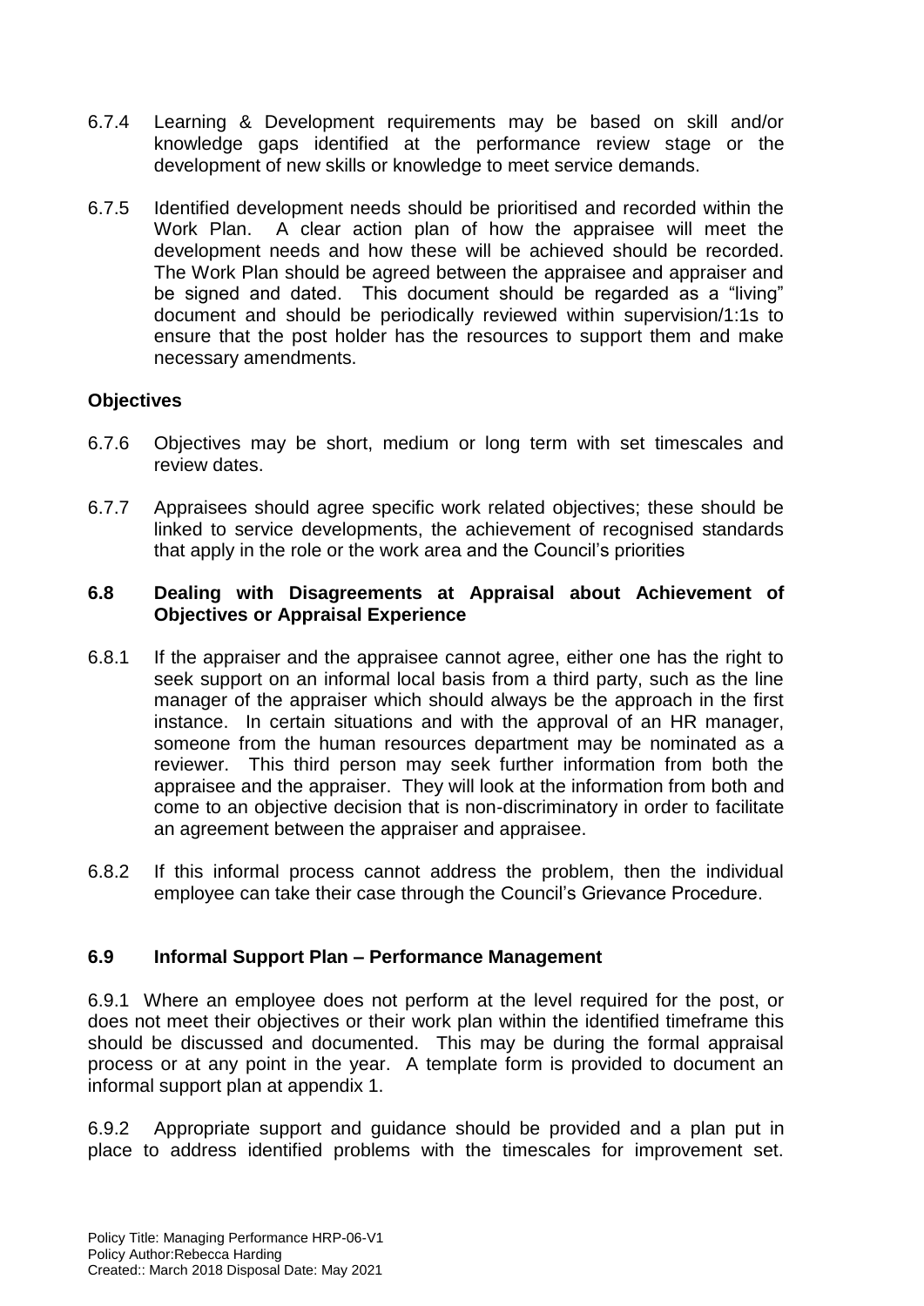6.7.4 Learning & Development requirements may be based on skill and/or knowledge gaps identified at the performance review stage or the development of new skills or knowledge to meet service demands.

6.7.5 Identified development needs should be prioritised and recorded within the Work Plan. A clear action plan of how the appraisee will meet the development needs and how these will be achieved should be recorded. The Work Plan should be agreed between the appraisee and appraiser and be signed and dated. This document should be regarded as a "living" document and should be periodically reviewed within supervision/1:1s to ensure that the post holder has the resources to support them and make necessary amendments.

**Objectives**

6.7.6 Objectives may be short, medium or long term with set timescales and review dates.

6.7.7 Appraisees should agree specific work related objectives; these should be linked to service developments, the achievement of recognised standards that apply in the role or the work area and the Council's priorities

### 6.8 Dealing with Disagreements at Appraisal about Achievement of Objectives or Appraisal Experience

6.8.1 If the appraiser and the appraisee cannot agree, either one has the right to seek support on an informal local basis from a third party, such as the line manager of the appraiser which should always be the approach in the first instance. In certain situations and with the approval of an HR manager, someone from the human resources department may be nominated as a reviewer. This third person may seek further information from both the appraisee and the appraiser. They will look at the information from both and come to an objective decision that is non-discriminatory in order to facilitate an agreement between the appraiser and appraisee.

6.8.2 If this informal process cannot address the problem, then the individual employee can take their case through the Council's Grievance Procedure.

### 6.9 Informal Support Plan – Performance Management

6.9.1 Where an employee does not perform at the level required for the post, or does not meet their objectives or their work plan within the identified timeframe this should be discussed and documented. This may be during the formal appraisal process or at any point in the year. A template form is provided to document an informal support plan at appendix 1.

6.9.2 Appropriate support and guidance should be provided and a plan put in place to address identified problems with the timescales for improvement set.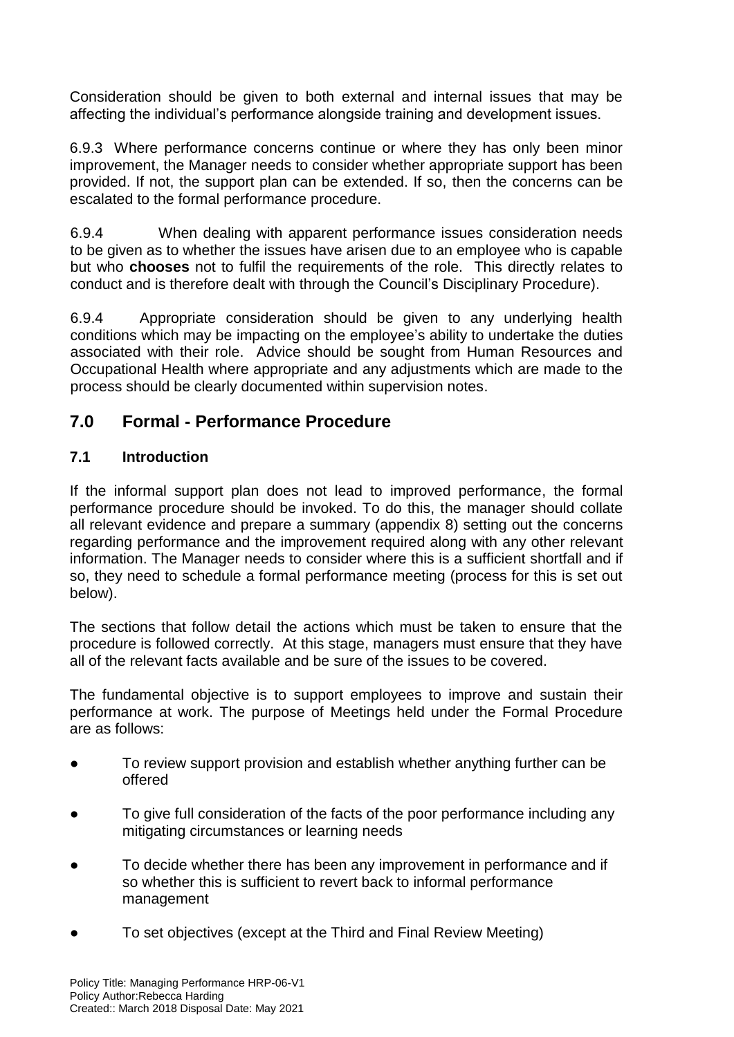Consideration should be given to both external and internal issues that may be affecting the individual's performance alongside training and development issues.

6.9.3 Where performance concerns continue or where they has only been minor improvement, the Manager needs to consider whether appropriate support has been provided. If not, the support plan can be extended. If so, then the concerns can be escalated to the formal performance procedure.

6.9.4 When dealing with apparent performance issues consideration needs to be given as to whether the issues have arisen due to an employee who is capable but who **chooses** not to fulfil the requirements of the role. This directly relates to conduct and is therefore dealt with through the Council's Disciplinary Procedure).

6.9.4 Appropriate consideration should be given to any underlying health conditions which may be impacting on the employee's ability to undertake the duties associated with their role. Advice should be sought from Human Resources and Occupational Health where appropriate and any adjustments which are made to the process should be clearly documented within supervision notes.

## 7.0 Formal - Performance Procedure

### 7.1 Introduction

If the informal support plan does not lead to improved performance, the formal performance procedure should be invoked. To do this, the manager should collate all relevant evidence and prepare a summary (appendix 8) setting out the concerns regarding performance and the improvement required along with any other relevant information. The Manager needs to consider where this is a sufficient shortfall and if so, they need to schedule a formal performance meeting (process for this is set out below).

The sections that follow detail the actions which must be taken to ensure that the procedure is followed correctly. At this stage, managers must ensure that they have all of the relevant facts available and be sure of the issues to be covered.

The fundamental objective is to support employees to improve and sustain their performance at work. The purpose of Meetings held under the Formal Procedure are as follows:

- To review support provision and establish whether anything further can be offered
- To give full consideration of the facts of the poor performance including any mitigating circumstances or learning needs
- To decide whether there has been any improvement in performance and if so whether this is sufficient to revert back to informal performance management
- To set objectives (except at the Third and Final Review Meeting)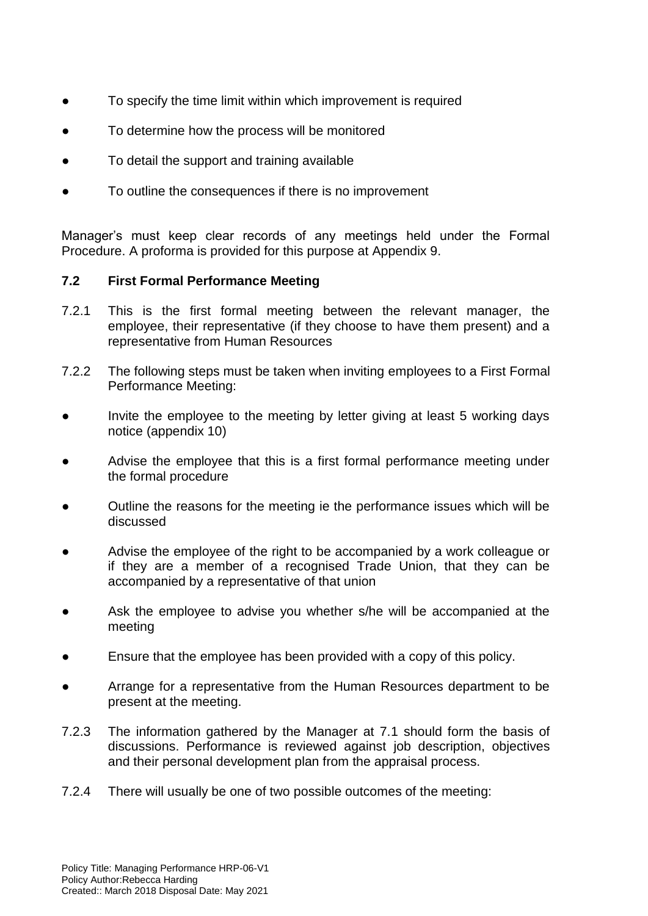- To specify the time limit within which improvement is required
- To determine how the process will be monitored
- To detail the support and training available
- To outline the consequences if there is no improvement

Manager's must keep clear records of any meetings held under the Formal Procedure. A proforma is provided for this purpose at Appendix 9.

### 7.2 First Formal Performance Meeting

7.2.1 This is the first formal meeting between the relevant manager, the employee, their representative (if they choose to have them present) and a representative from Human Resources

7.2.2 The following steps must be taken when inviting employees to a First Formal Performance Meeting:

- Invite the employee to the meeting by letter giving at least 5 working days notice (appendix 10)
- Advise the employee that this is a first formal performance meeting under the formal procedure
- Outline the reasons for the meeting ie the performance issues which will be discussed
- Advise the employee of the right to be accompanied by a work colleague or if they are a member of a recognised Trade Union, that they can be accompanied by a representative of that union
- Ask the employee to advise you whether s/he will be accompanied at the meeting
- Ensure that the employee has been provided with a copy of this policy.
- Arrange for a representative from the Human Resources department to be present at the meeting.

7.2.3 The information gathered by the Manager at 7.1 should form the basis of discussions. Performance is reviewed against job description, objectives and their personal development plan from the appraisal process.

7.2.4 There will usually be one of two possible outcomes of the meeting: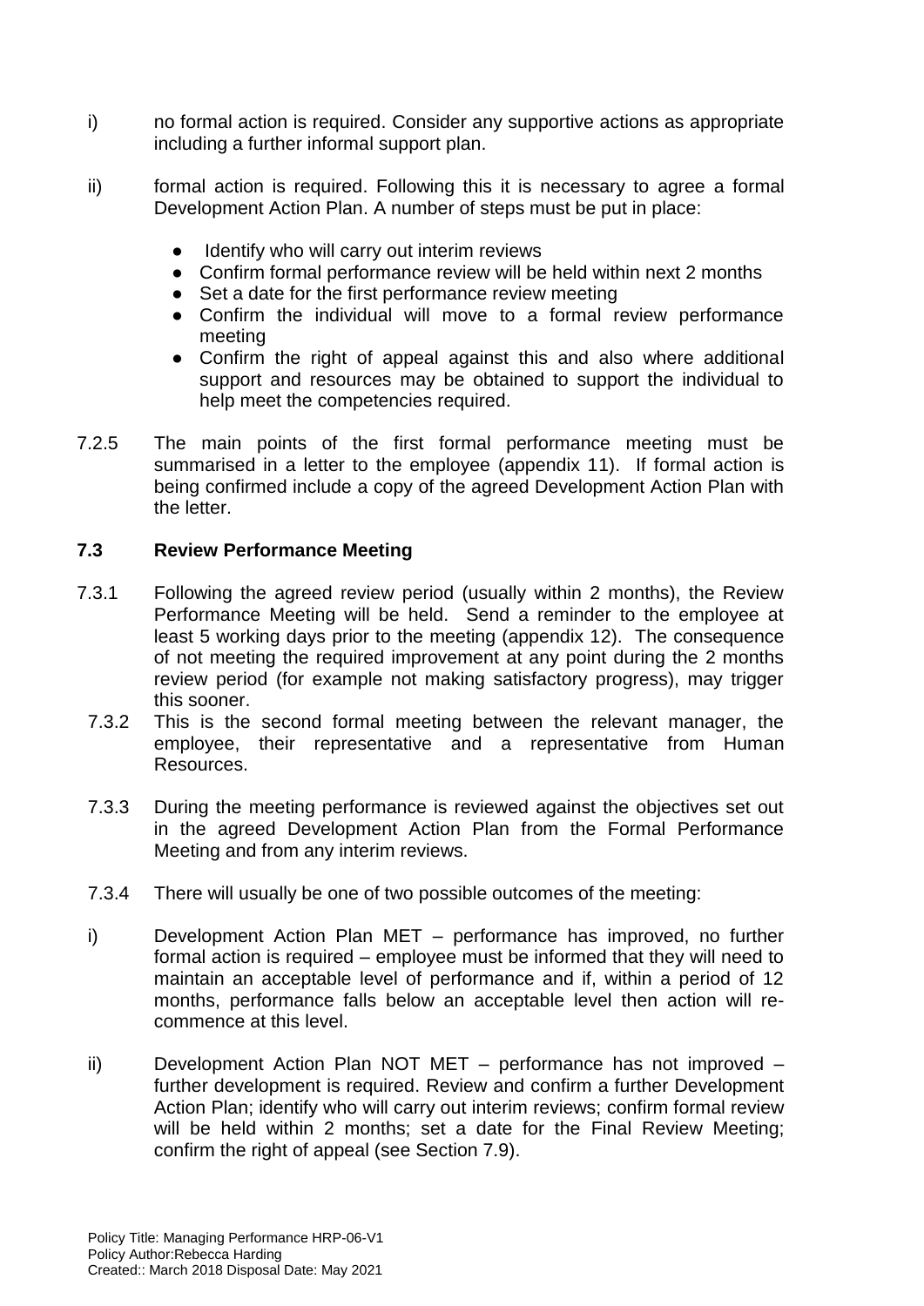i) no formal action is required. Consider any supportive actions as appropriate including a further informal support plan.

ii) formal action is required. Following this it is necessary to agree a formal Development Action Plan. A number of steps must be put in place:

- Identify who will carry out interim reviews
- Confirm formal performance review will be held within next 2 months
- Set a date for the first performance review meeting
- Confirm the individual will move to a formal review performance meeting
- Confirm the right of appeal against this and also where additional support and resources may be obtained to support the individual to help meet the competencies required.

7.2.5 The main points of the first formal performance meeting must be summarised in a letter to the employee (appendix 11). If formal action is being confirmed include a copy of the agreed Development Action Plan with the letter.

### 7.3 Review Performance Meeting

7.3.1 Following the agreed review period (usually within 2 months), the Review Performance Meeting will be held. Send a reminder to the employee at least 5 working days prior to the meeting (appendix 12). The consequence of not meeting the required improvement at any point during the 2 months review period (for example not making satisfactory progress), may trigger this sooner.

7.3.2 This is the second formal meeting between the relevant manager, the employee, their representative and a representative from Human Resources.

7.3.3 During the meeting performance is reviewed against the objectives set out in the agreed Development Action Plan from the Formal Performance Meeting and from any interim reviews.

7.3.4 There will usually be one of two possible outcomes of the meeting:

i) Development Action Plan MET – performance has improved, no further formal action is required – employee must be informed that they will need to maintain an acceptable level of performance and if, within a period of 12 months, performance falls below an acceptable level then action will re-commence at this level.

ii) Development Action Plan NOT MET – performance has not improved – further development is required. Review and confirm a further Development Action Plan; identify who will carry out interim reviews; confirm formal review will be held within 2 months; set a date for the Final Review Meeting; confirm the right of appeal (see Section 7.9).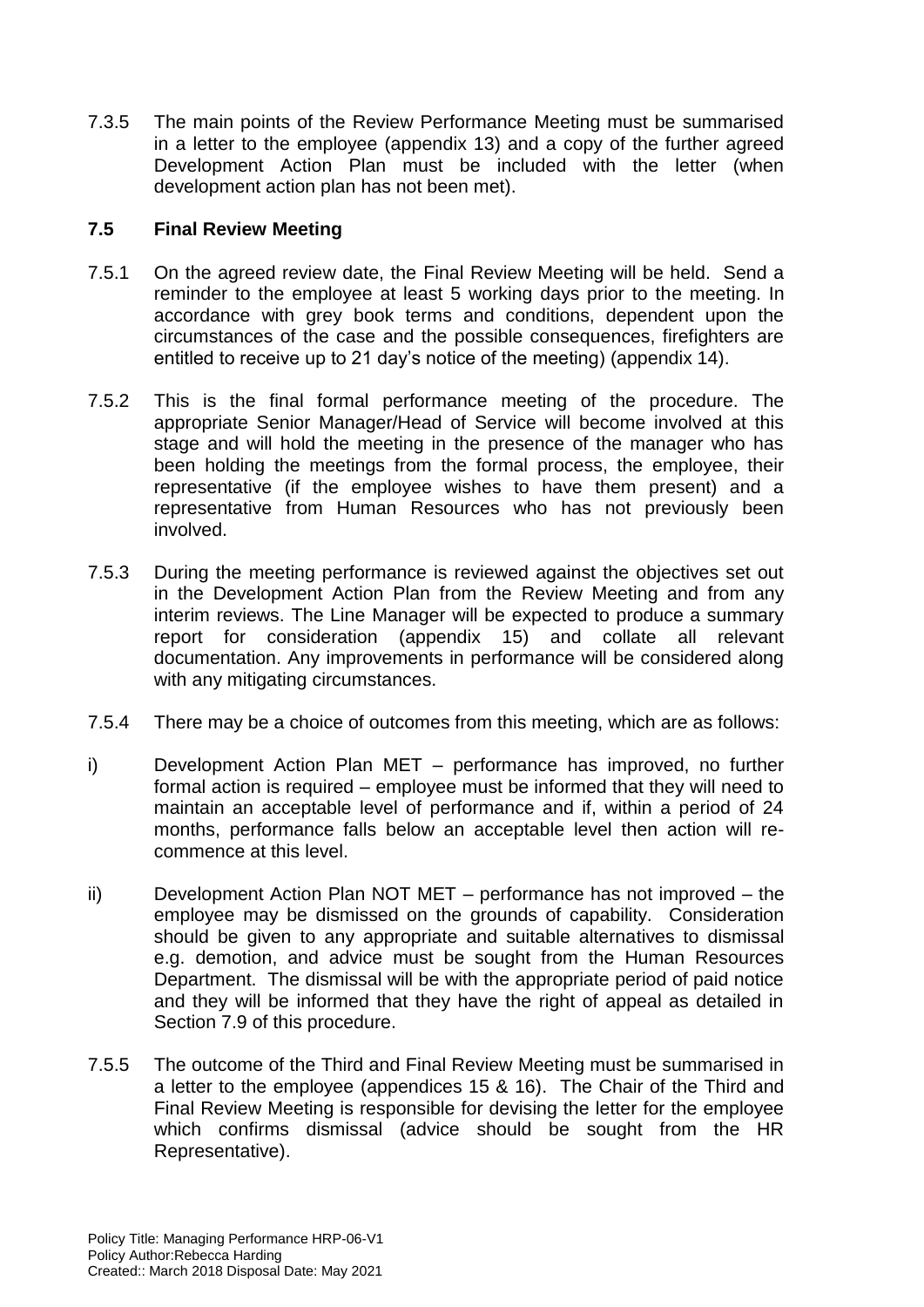7.3.5 The main points of the Review Performance Meeting must be summarised in a letter to the employee (appendix 13) and a copy of the further agreed Development Action Plan must be included with the letter (when development action plan has not been met).

### 7.5 Final Review Meeting

7.5.1 On the agreed review date, the Final Review Meeting will be held. Send a reminder to the employee at least 5 working days prior to the meeting. In accordance with grey book terms and conditions, dependent upon the circumstances of the case and the possible consequences, firefighters are entitled to receive up to 21 day's notice of the meeting) (appendix 14).

7.5.2 This is the final formal performance meeting of the procedure. The appropriate Senior Manager/Head of Service will become involved at this stage and will hold the meeting in the presence of the manager who has been holding the meetings from the formal process, the employee, their representative (if the employee wishes to have them present) and a representative from Human Resources who has not previously been involved.

7.5.3 During the meeting performance is reviewed against the objectives set out in the Development Action Plan from the Review Meeting and from any interim reviews. The Line Manager will be expected to produce a summary report for consideration (appendix 15) and collate all relevant documentation. Any improvements in performance will be considered along with any mitigating circumstances.

7.5.4 There may be a choice of outcomes from this meeting, which are as follows:

i) Development Action Plan MET – performance has improved, no further formal action is required – employee must be informed that they will need to maintain an acceptable level of performance and if, within a period of 24 months, performance falls below an acceptable level then action will re-commence at this level.

ii) Development Action Plan NOT MET – performance has not improved – the employee may be dismissed on the grounds of capability. Consideration should be given to any appropriate and suitable alternatives to dismissal e.g. demotion, and advice must be sought from the Human Resources Department. The dismissal will be with the appropriate period of paid notice and they will be informed that they have the right of appeal as detailed in Section 7.9 of this procedure.

7.5.5 The outcome of the Third and Final Review Meeting must be summarised in a letter to the employee (appendices 15 & 16). The Chair of the Third and Final Review Meeting is responsible for devising the letter for the employee which confirms dismissal (advice should be sought from the HR Representative).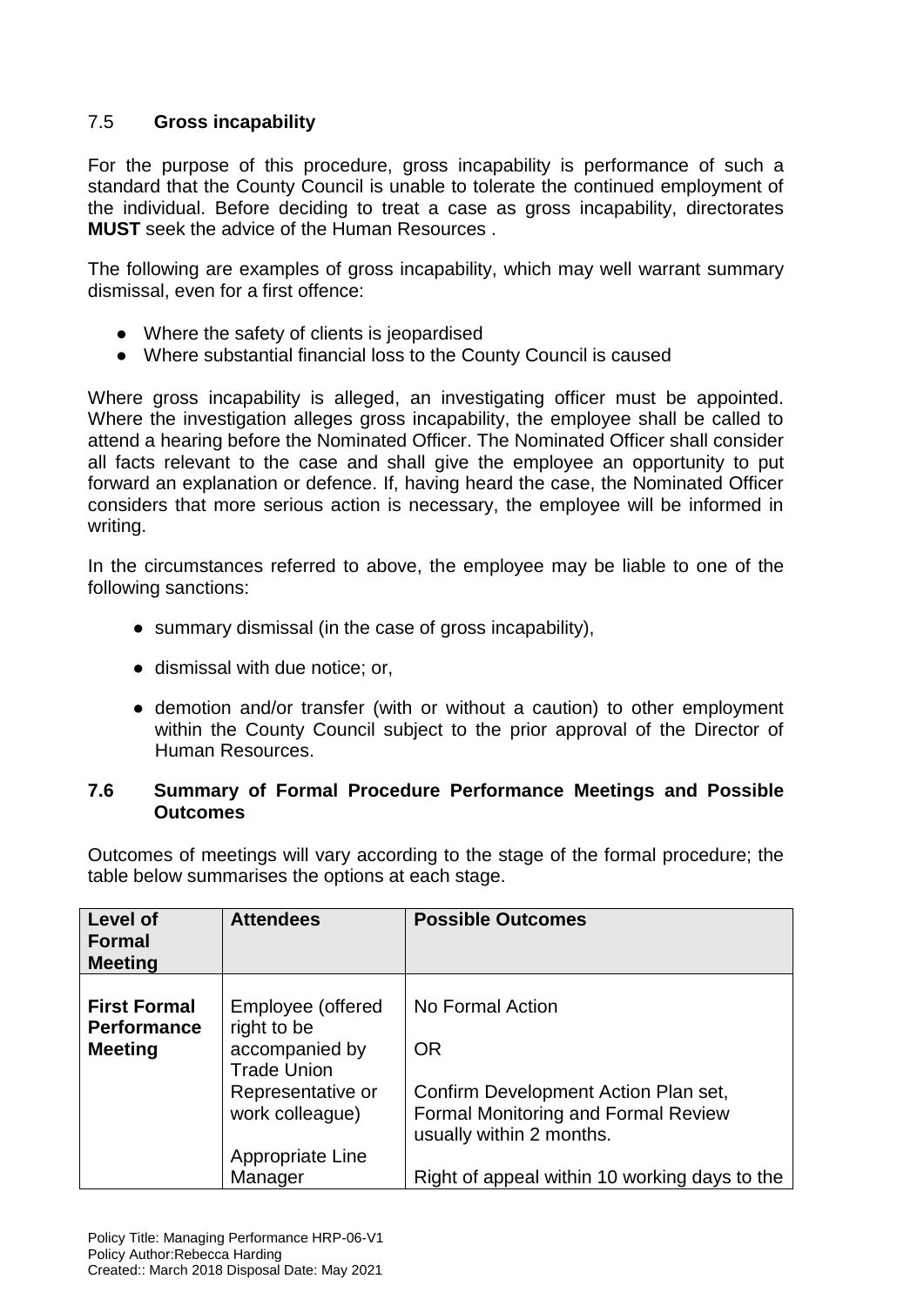### 7.5 **Gross incapability**

For the purpose of this procedure, gross incapability is performance of such a standard that the County Council is unable to tolerate the continued employment of the individual. Before deciding to treat a case as gross incapability, directorates **MUST** seek the advice of the Human Resources .

The following are examples of gross incapability, which may well warrant summary dismissal, even for a first offence:

- Where the safety of clients is jeopardised
- Where substantial financial loss to the County Council is caused

Where gross incapability is alleged, an investigating officer must be appointed. Where the investigation alleges gross incapability, the employee shall be called to attend a hearing before the Nominated Officer. The Nominated Officer shall consider all facts relevant to the case and shall give the employee an opportunity to put forward an explanation or defence. If, having heard the case, the Nominated Officer considers that more serious action is necessary, the employee will be informed in writing.

In the circumstances referred to above, the employee may be liable to one of the following sanctions:

- summary dismissal (in the case of gross incapability),
- dismissal with due notice; or,
- demotion and/or transfer (with or without a caution) to other employment within the County Council subject to the prior approval of the Director of Human Resources.

### **7.6 Summary of Formal Procedure Performance Meetings and Possible Outcomes**

Outcomes of meetings will vary according to the stage of the formal procedure; the table below summarises the options at each stage.

| Level of Formal Meeting | Attendees | Possible Outcomes |
|---|---|---|
| **First Formal Performance Meeting** | Employee (offered right to be accompanied by Trade Union Representative or work colleague)<br><br>Appropriate Line Manager | No Formal Action<br><br>OR<br><br>Confirm Development Action Plan set, Formal Monitoring and Formal Review usually within 2 months.<br><br>Right of appeal within 10 working days to the |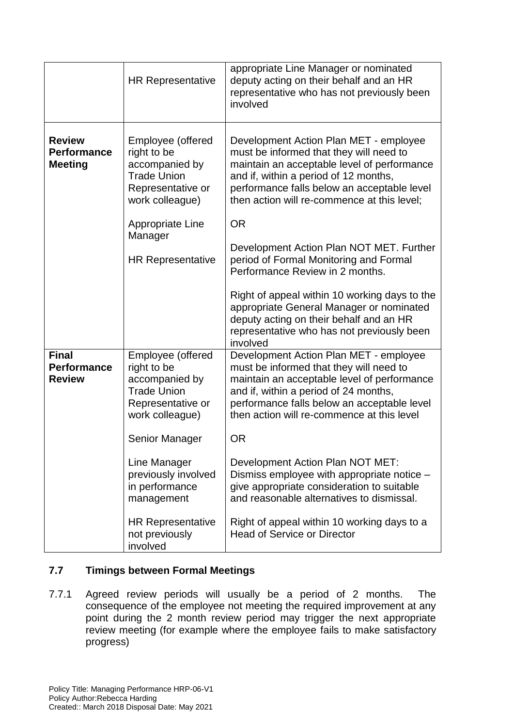| | | |
|---|---|---|
| | HR Representative | appropriate Line Manager or nominated deputy acting on their behalf and an HR representative who has not previously been involved |
| **Review Performance Meeting** | Employee (offered right to be accompanied by Trade Union Representative or work colleague)<br><br>Appropriate Line Manager<br><br>HR Representative | Development Action Plan MET - employee must be informed that they will need to maintain an acceptable level of performance and if, within a period of 12 months, performance falls below an acceptable level then action will re-commence at this level;<br><br>OR<br><br>Development Action Plan NOT MET. Further period of Formal Monitoring and Formal Performance Review in 2 months.<br><br>Right of appeal within 10 working days to the appropriate General Manager or nominated deputy acting on their behalf and an HR representative who has not previously been involved |
| **Final Performance Review** | Employee (offered right to be accompanied by Trade Union Representative or work colleague)<br><br>Senior Manager<br><br>Line Manager previously involved in performance management<br><br>HR Representative not previously involved | Development Action Plan MET - employee must be informed that they will need to maintain an acceptable level of performance and if, within a period of 24 months, performance falls below an acceptable level then action will re-commence at this level<br><br>OR<br><br>Development Action Plan NOT MET: Dismiss employee with appropriate notice – give appropriate consideration to suitable and reasonable alternatives to dismissal.<br><br>Right of appeal within 10 working days to a Head of Service or Director |

### 7.7 Timings between Formal Meetings

7.7.1 Agreed review periods will usually be a period of 2 months. The consequence of the employee not meeting the required improvement at any point during the 2 month review period may trigger the next appropriate review meeting (for example where the employee fails to make satisfactory progress)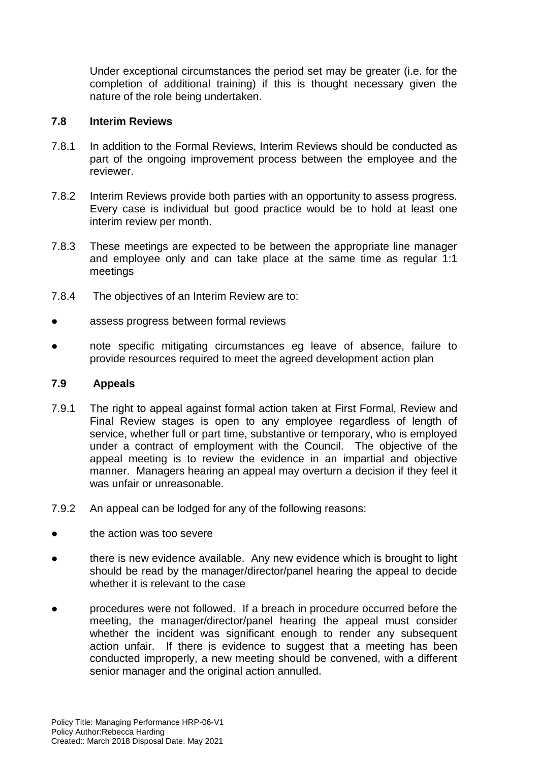Under exceptional circumstances the period set may be greater (i.e. for the completion of additional training) if this is thought necessary given the nature of the role being undertaken.

### 7.8 Interim Reviews

7.8.1 In addition to the Formal Reviews, Interim Reviews should be conducted as part of the ongoing improvement process between the employee and the reviewer.

7.8.2 Interim Reviews provide both parties with an opportunity to assess progress. Every case is individual but good practice would be to hold at least one interim review per month.

7.8.3 These meetings are expected to be between the appropriate line manager and employee only and can take place at the same time as regular 1:1 meetings

7.8.4 The objectives of an Interim Review are to:

- assess progress between formal reviews
- note specific mitigating circumstances eg leave of absence, failure to provide resources required to meet the agreed development action plan

### 7.9 Appeals

7.9.1 The right to appeal against formal action taken at First Formal, Review and Final Review stages is open to any employee regardless of length of service, whether full or part time, substantive or temporary, who is employed under a contract of employment with the Council. The objective of the appeal meeting is to review the evidence in an impartial and objective manner. Managers hearing an appeal may overturn a decision if they feel it was unfair or unreasonable.

7.9.2 An appeal can be lodged for any of the following reasons:

- the action was too severe
- there is new evidence available. Any new evidence which is brought to light should be read by the manager/director/panel hearing the appeal to decide whether it is relevant to the case
- procedures were not followed. If a breach in procedure occurred before the meeting, the manager/director/panel hearing the appeal must consider whether the incident was significant enough to render any subsequent action unfair. If there is evidence to suggest that a meeting has been conducted improperly, a new meeting should be convened, with a different senior manager and the original action annulled.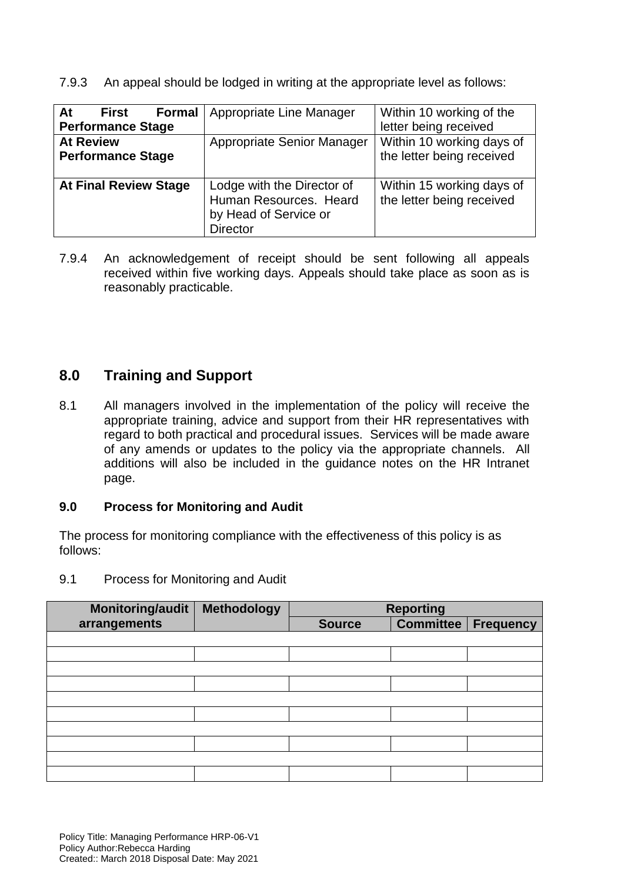7.9.3 An appeal should be lodged in writing at the appropriate level as follows:

| | | |
|---|---|---|
| **At First Formal Performance Stage** | Appropriate Line Manager | Within 10 working of the letter being received |
| **At Review Performance Stage** | Appropriate Senior Manager | Within 10 working days of the letter being received |
| **At Final Review Stage** | Lodge with the Director of Human Resources. Heard by Head of Service or Director | Within 15 working days of the letter being received |

7.9.4 An acknowledgement of receipt should be sent following all appeals received within five working days. Appeals should take place as soon as is reasonably practicable.

## 8.0 Training and Support

8.1 All managers involved in the implementation of the policy will receive the appropriate training, advice and support from their HR representatives with regard to both practical and procedural issues. Services will be made aware of any amends or updates to the policy via the appropriate channels. All additions will also be included in the guidance notes on the HR Intranet page.

### 9.0 Process for Monitoring and Audit

The process for monitoring compliance with the effectiveness of this policy is as follows:

9.1 Process for Monitoring and Audit

| Monitoring/audit arrangements | Methodology | Reporting | | |
|---|---|---|---|---|
| | | Source | Committee | Frequency |
| | | | | |
| | | | | |
| | | | | |
| | | | | |
| | | | | |
| | | | | |
| | | | | |
| | | | | |
| | | | | |
| | | | | |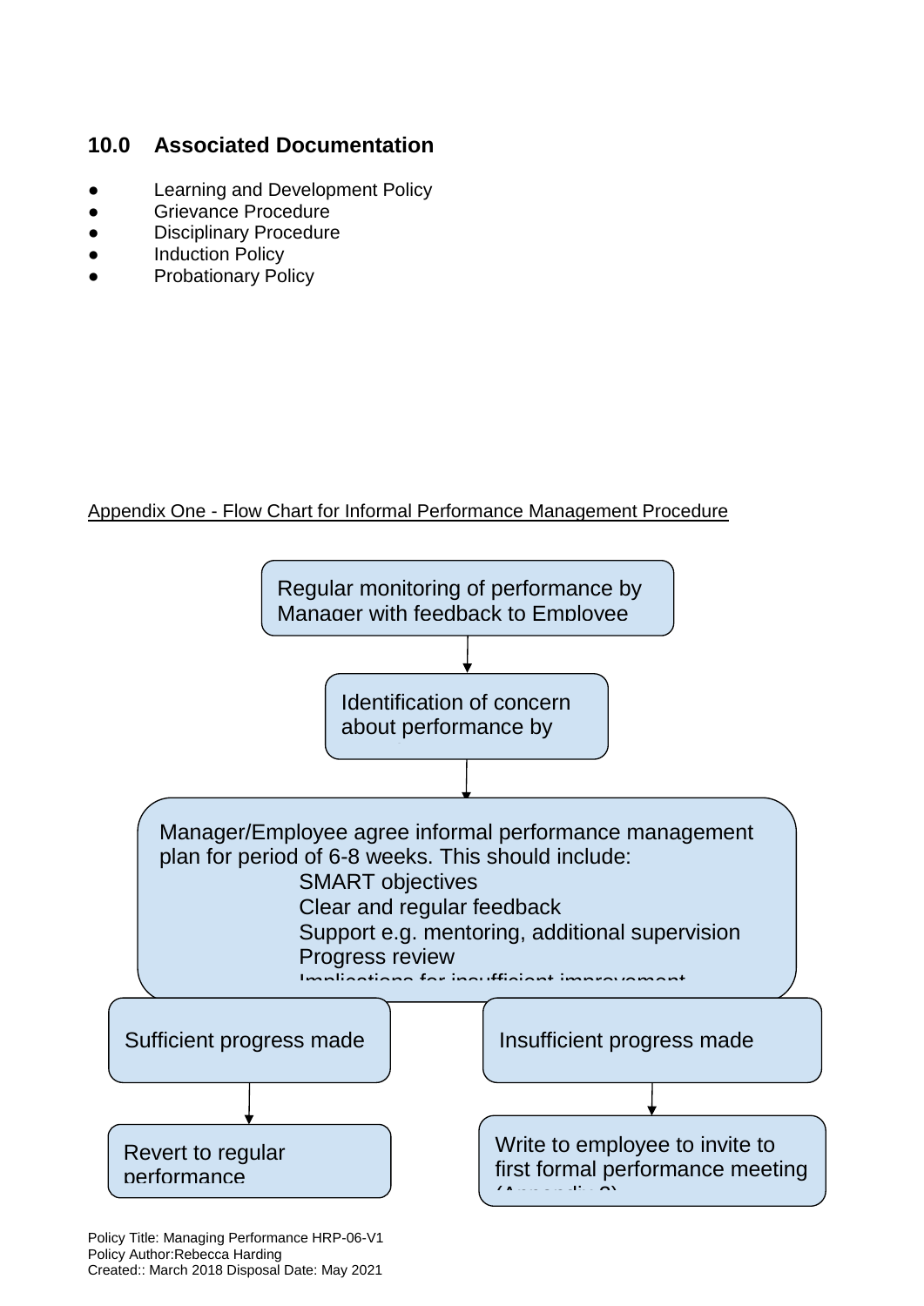## 10.0 Associated Documentation

- Learning and Development Policy
- Grievance Procedure
- Disciplinary Procedure
- Induction Policy
- Probationary Policy

Appendix One - Flow Chart for Informal Performance Management Procedure

Regular monitoring of performance by Manager with feedback to Employee

↓

Identification of concern about performance by

↓

Manager/Employee agree informal performance management plan for period of 6-8 weeks. This should include:

- SMART objectives
- Clear and regular feedback
- Support e.g. mentoring, additional supervision
- Progress review
- Implications for insufficient improvement

| Sufficient progress made | Insufficient progress made |
|---|---|
| ↓ | ↓ |
| Revert to regular performance | Write to employee to invite to first formal performance meeting (Appendix 2) |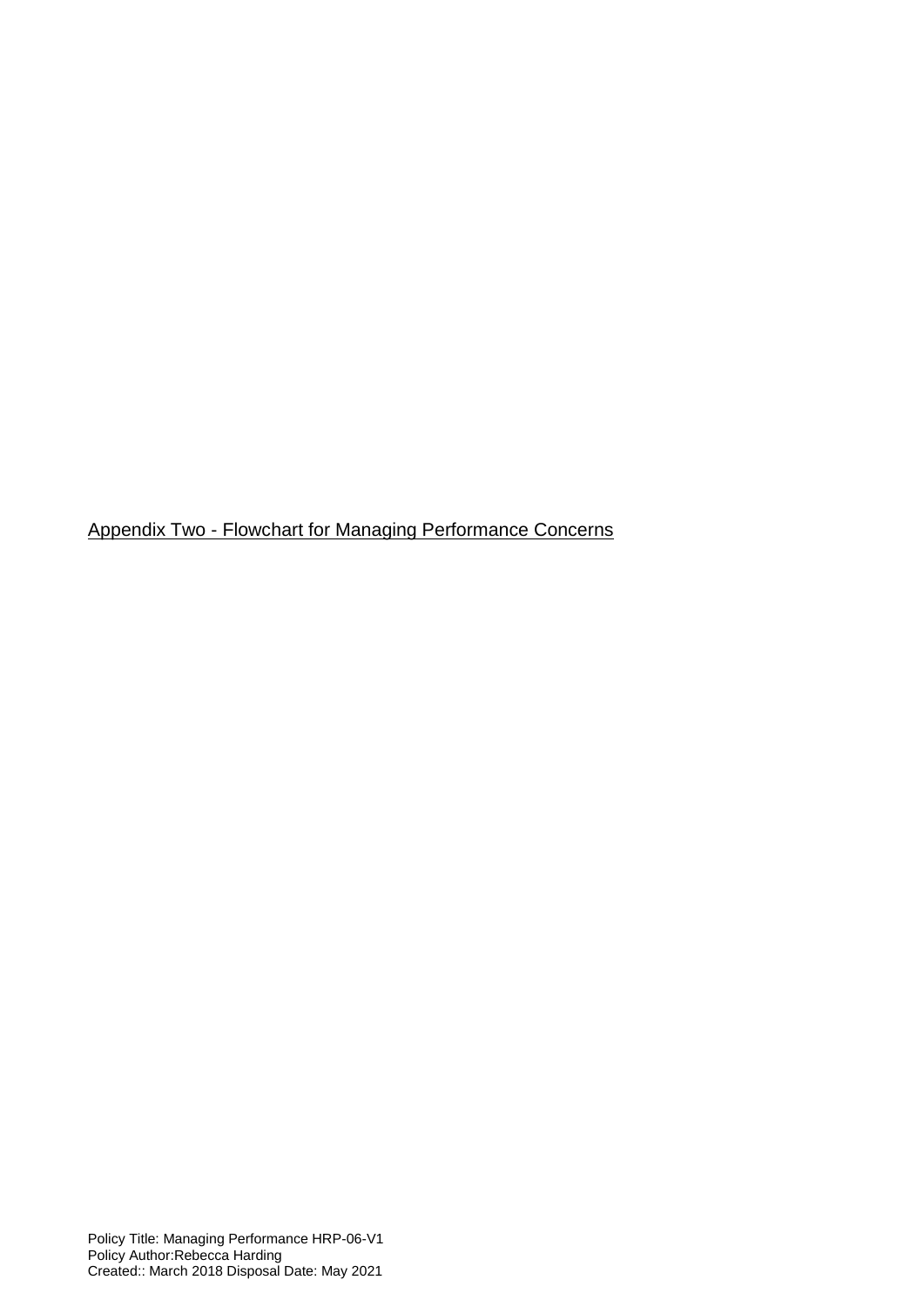Appendix Two - Flowchart for Managing Performance Concerns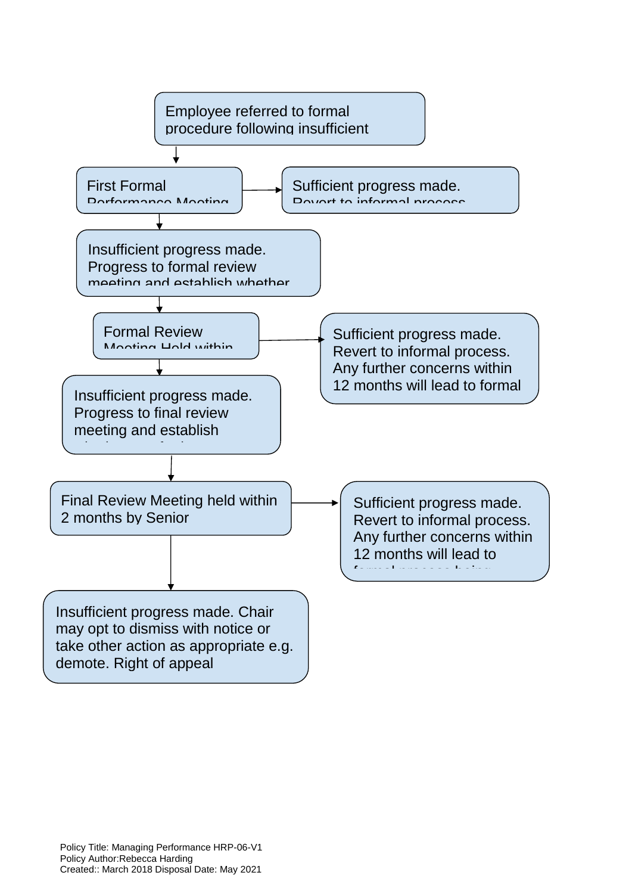Employee referred to formal procedure following insufficient

First Formal Performance Meeting

Sufficient progress made. Revert to informal process

Insufficient progress made. Progress to formal review meeting and establish whether

Formal Review Meeting Held within

Sufficient progress made. Revert to informal process. Any further concerns within 12 months will lead to formal

Insufficient progress made. Progress to final review meeting and establish

Final Review Meeting held within 2 months by Senior

Sufficient progress made. Revert to informal process. Any further concerns within 12 months will lead to formal process being

Insufficient progress made. Chair may opt to dismiss with notice or take other action as appropriate e.g. demote. Right of appeal

Policy Title: Managing Performance HRP-06-V1
Policy Author:Rebecca Harding
Created:: March 2018 Disposal Date: May 2021